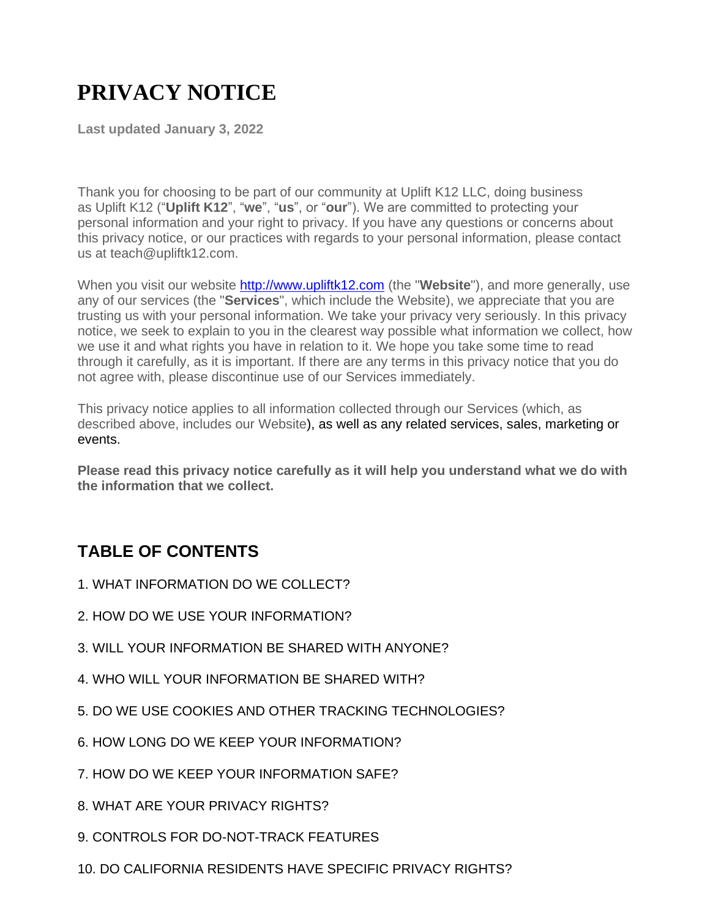# PRIVACY NOTICE

**Last updated January 3, 2022**

Thank you for choosing to be part of our community at Uplift K12 LLC, doing business as Uplift K12 ("**Uplift K12**", "**we**", "**us**", or "**our**"). We are committed to protecting your personal information and your right to privacy. If you have any questions or concerns about this privacy notice, or our practices with regards to your personal information, please contact us at teach@upliftk12.com.

When you visit our website [http://www.upliftk12.com](http://www.upliftk12.com) (the "**Website**"), and more generally, use any of our services (the "**Services**", which include the Website), we appreciate that you are trusting us with your personal information. We take your privacy very seriously. In this privacy notice, we seek to explain to you in the clearest way possible what information we collect, how we use it and what rights you have in relation to it. We hope you take some time to read through it carefully, as it is important. If there are any terms in this privacy notice that you do not agree with, please discontinue use of our Services immediately.

This privacy notice applies to all information collected through our Services (which, as described above, includes our Website), as well as any related services, sales, marketing or events.

**Please read this privacy notice carefully as it will help you understand what we do with the information that we collect.**

## TABLE OF CONTENTS

1. WHAT INFORMATION DO WE COLLECT?

2. HOW DO WE USE YOUR INFORMATION?

3. WILL YOUR INFORMATION BE SHARED WITH ANYONE?

4. WHO WILL YOUR INFORMATION BE SHARED WITH?

5. DO WE USE COOKIES AND OTHER TRACKING TECHNOLOGIES?

6. HOW LONG DO WE KEEP YOUR INFORMATION?

7. HOW DO WE KEEP YOUR INFORMATION SAFE?

8. WHAT ARE YOUR PRIVACY RIGHTS?

9. CONTROLS FOR DO-NOT-TRACK FEATURES

10. DO CALIFORNIA RESIDENTS HAVE SPECIFIC PRIVACY RIGHTS?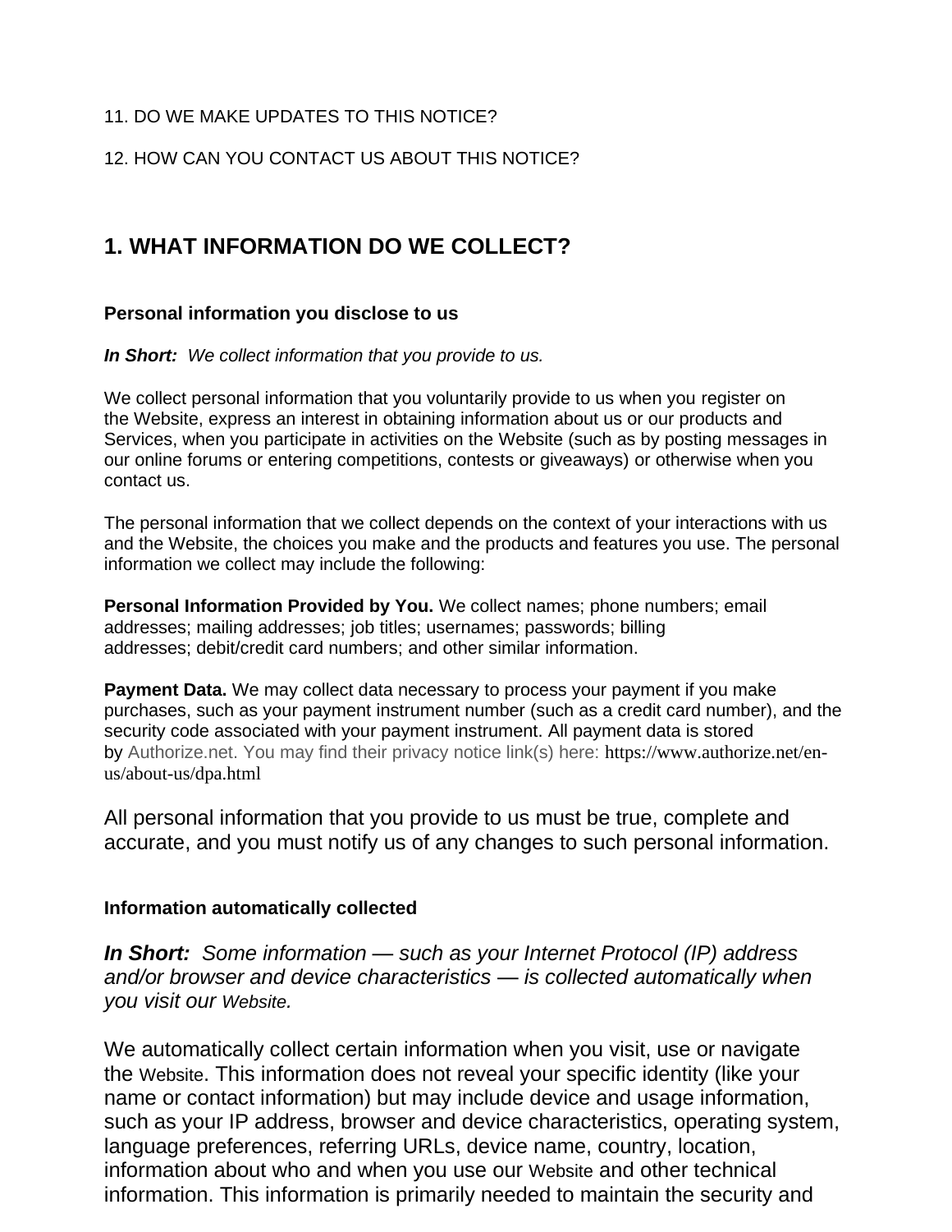11. DO WE MAKE UPDATES TO THIS NOTICE?

12. HOW CAN YOU CONTACT US ABOUT THIS NOTICE?

## 1. WHAT INFORMATION DO WE COLLECT?

### Personal information you disclose to us

***In Short:*** *We collect information that you provide to us.*

We collect personal information that you voluntarily provide to us when you register on the Website, express an interest in obtaining information about us or our products and Services, when you participate in activities on the Website (such as by posting messages in our online forums or entering competitions, contests or giveaways) or otherwise when you contact us.

The personal information that we collect depends on the context of your interactions with us and the Website, the choices you make and the products and features you use. The personal information we collect may include the following:

**Personal Information Provided by You.** We collect names; phone numbers; email addresses; mailing addresses; job titles; usernames; passwords; billing addresses; debit/credit card numbers; and other similar information.

**Payment Data.** We may collect data necessary to process your payment if you make purchases, such as your payment instrument number (such as a credit card number), and the security code associated with your payment instrument. All payment data is stored by Authorize.net. You may find their privacy notice link(s) here: https://www.authorize.net/en-us/about-us/dpa.html

All personal information that you provide to us must be true, complete and accurate, and you must notify us of any changes to such personal information.

### Information automatically collected

***In Short:*** *Some information — such as your Internet Protocol (IP) address and/or browser and device characteristics — is collected automatically when you visit our Website.*

We automatically collect certain information when you visit, use or navigate the Website. This information does not reveal your specific identity (like your name or contact information) but may include device and usage information, such as your IP address, browser and device characteristics, operating system, language preferences, referring URLs, device name, country, location, information about who and when you use our Website and other technical information. This information is primarily needed to maintain the security and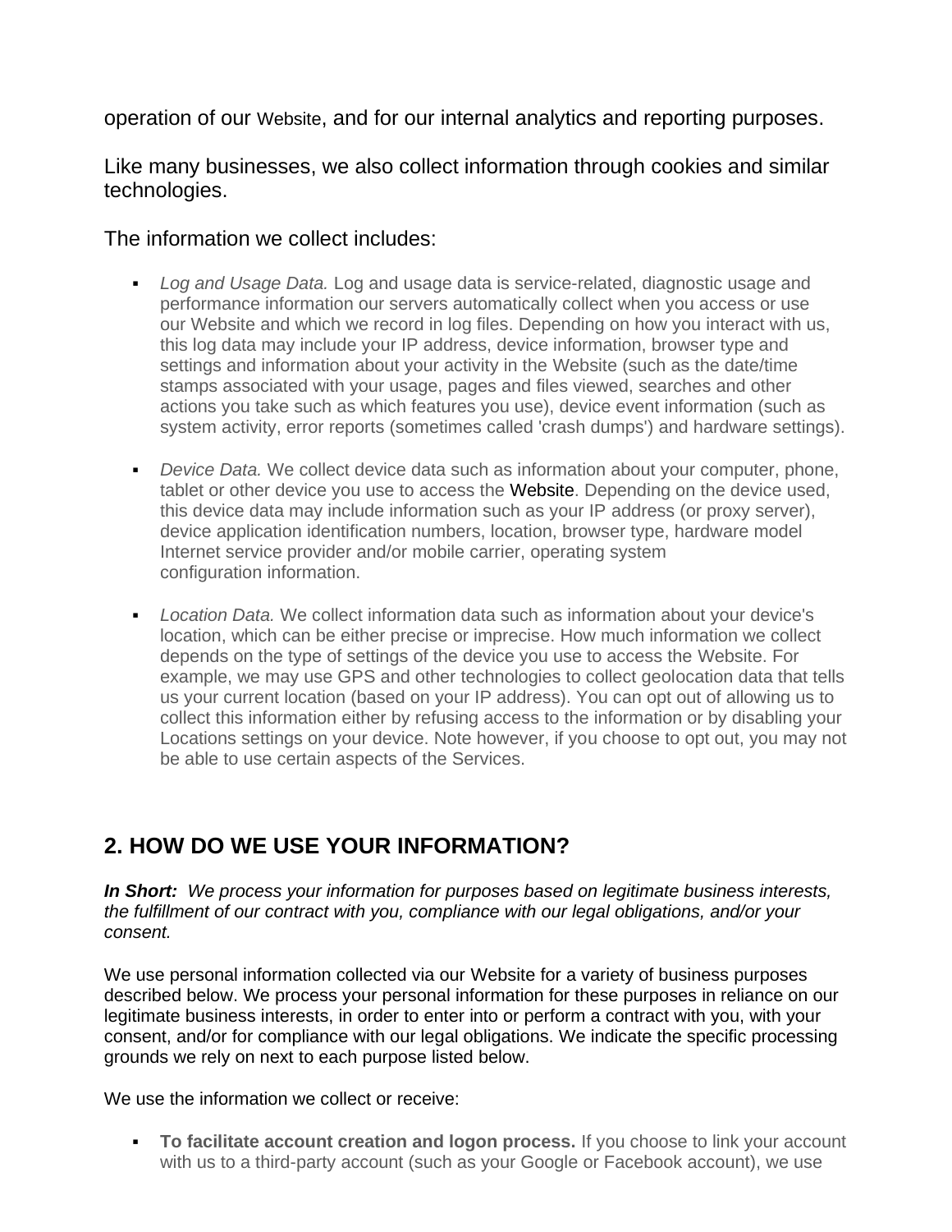operation of our Website, and for our internal analytics and reporting purposes.

Like many businesses, we also collect information through cookies and similar technologies.

The information we collect includes:

- *Log and Usage Data.* Log and usage data is service-related, diagnostic usage and performance information our servers automatically collect when you access or use our Website and which we record in log files. Depending on how you interact with us, this log data may include your IP address, device information, browser type and settings and information about your activity in the Website (such as the date/time stamps associated with your usage, pages and files viewed, searches and other actions you take such as which features you use), device event information (such as system activity, error reports (sometimes called 'crash dumps') and hardware settings).

- *Device Data.* We collect device data such as information about your computer, phone, tablet or other device you use to access the Website. Depending on the device used, this device data may include information such as your IP address (or proxy server), device application identification numbers, location, browser type, hardware model Internet service provider and/or mobile carrier, operating system configuration information.

- *Location Data.* We collect information data such as information about your device's location, which can be either precise or imprecise. How much information we collect depends on the type of settings of the device you use to access the Website. For example, we may use GPS and other technologies to collect geolocation data that tells us your current location (based on your IP address). You can opt out of allowing us to collect this information either by refusing access to the information or by disabling your Locations settings on your device. Note however, if you choose to opt out, you may not be able to use certain aspects of the Services.

## 2. HOW DO WE USE YOUR INFORMATION?

***In Short:*** *We process your information for purposes based on legitimate business interests, the fulfillment of our contract with you, compliance with our legal obligations, and/or your consent.*

We use personal information collected via our Website for a variety of business purposes described below. We process your personal information for these purposes in reliance on our legitimate business interests, in order to enter into or perform a contract with you, with your consent, and/or for compliance with our legal obligations. We indicate the specific processing grounds we rely on next to each purpose listed below.

We use the information we collect or receive:

- **To facilitate account creation and logon process.** If you choose to link your account with us to a third-party account (such as your Google or Facebook account), we use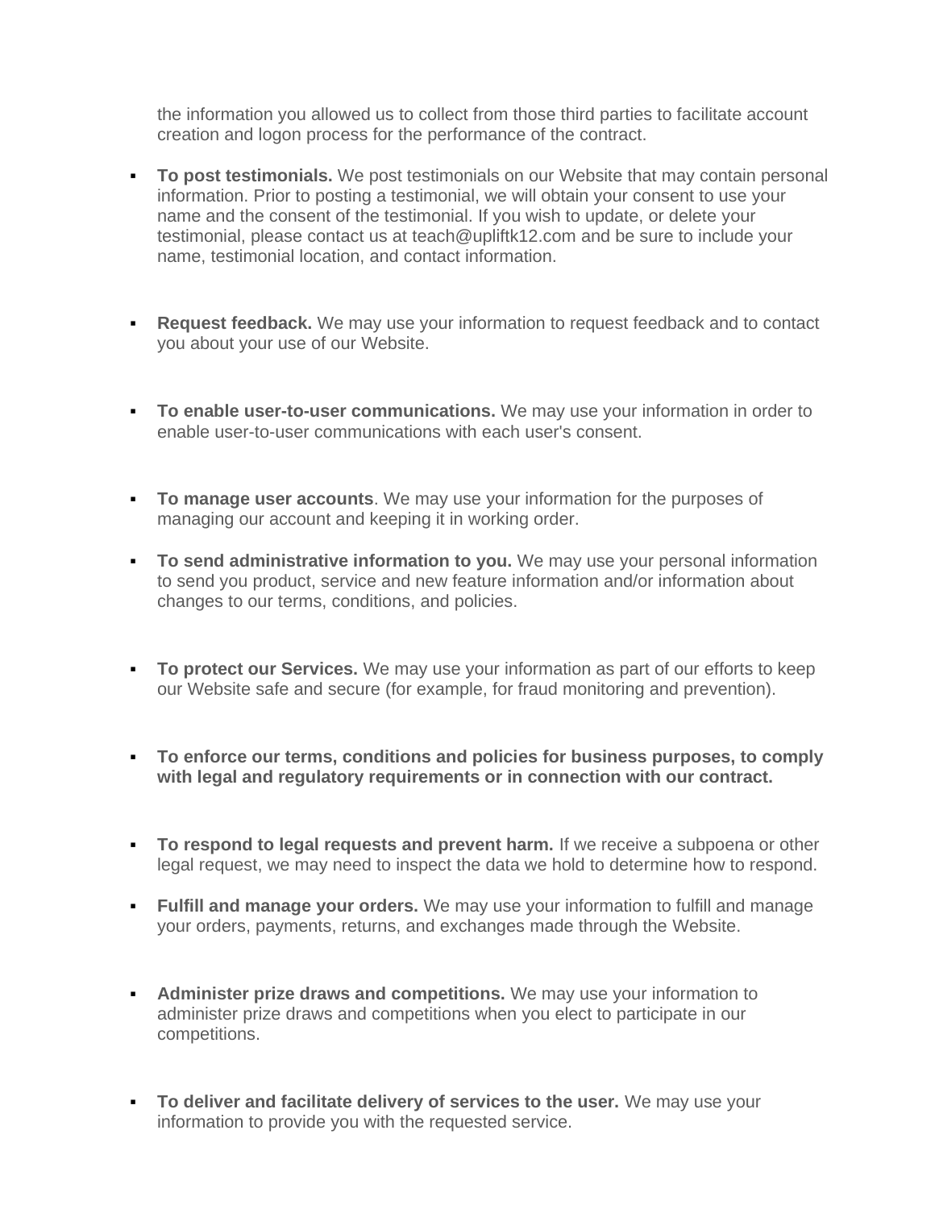the information you allowed us to collect from those third parties to facilitate account creation and logon process for the performance of the contract.

- **To post testimonials.** We post testimonials on our Website that may contain personal information. Prior to posting a testimonial, we will obtain your consent to use your name and the consent of the testimonial. If you wish to update, or delete your testimonial, please contact us at teach@upliftk12.com and be sure to include your name, testimonial location, and contact information.

- **Request feedback.** We may use your information to request feedback and to contact you about your use of our Website.

- **To enable user-to-user communications.** We may use your information in order to enable user-to-user communications with each user's consent.

- **To manage user accounts**. We may use your information for the purposes of managing our account and keeping it in working order.

- **To send administrative information to you.** We may use your personal information to send you product, service and new feature information and/or information about changes to our terms, conditions, and policies.

- **To protect our Services.** We may use your information as part of our efforts to keep our Website safe and secure (for example, for fraud monitoring and prevention).

- **To enforce our terms, conditions and policies for business purposes, to comply with legal and regulatory requirements or in connection with our contract.**

- **To respond to legal requests and prevent harm.** If we receive a subpoena or other legal request, we may need to inspect the data we hold to determine how to respond.

- **Fulfill and manage your orders.** We may use your information to fulfill and manage your orders, payments, returns, and exchanges made through the Website.

- **Administer prize draws and competitions.** We may use your information to administer prize draws and competitions when you elect to participate in our competitions.

- **To deliver and facilitate delivery of services to the user.** We may use your information to provide you with the requested service.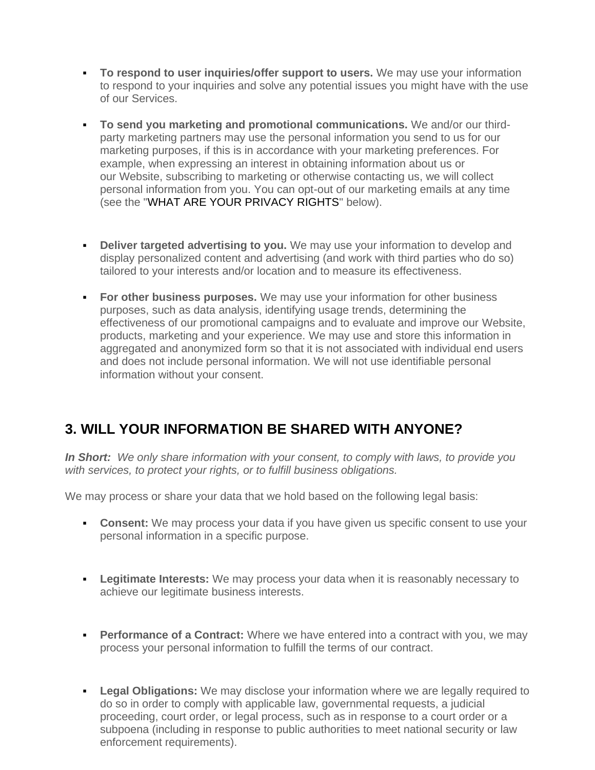- **To respond to user inquiries/offer support to users.** We may use your information to respond to your inquiries and solve any potential issues you might have with the use of our Services.

- **To send you marketing and promotional communications.** We and/or our third-party marketing partners may use the personal information you send to us for our marketing purposes, if this is in accordance with your marketing preferences. For example, when expressing an interest in obtaining information about us or our Website, subscribing to marketing or otherwise contacting us, we will collect personal information from you. You can opt-out of our marketing emails at any time (see the "WHAT ARE YOUR PRIVACY RIGHTS" below).

- **Deliver targeted advertising to you.** We may use your information to develop and display personalized content and advertising (and work with third parties who do so) tailored to your interests and/or location and to measure its effectiveness.

- **For other business purposes.** We may use your information for other business purposes, such as data analysis, identifying usage trends, determining the effectiveness of our promotional campaigns and to evaluate and improve our Website, products, marketing and your experience. We may use and store this information in aggregated and anonymized form so that it is not associated with individual end users and does not include personal information. We will not use identifiable personal information without your consent.

## 3. WILL YOUR INFORMATION BE SHARED WITH ANYONE?

***In Short:*** *We only share information with your consent, to comply with laws, to provide you with services, to protect your rights, or to fulfill business obligations.*

We may process or share your data that we hold based on the following legal basis:

- **Consent:** We may process your data if you have given us specific consent to use your personal information in a specific purpose.

- **Legitimate Interests:** We may process your data when it is reasonably necessary to achieve our legitimate business interests.

- **Performance of a Contract:** Where we have entered into a contract with you, we may process your personal information to fulfill the terms of our contract.

- **Legal Obligations:** We may disclose your information where we are legally required to do so in order to comply with applicable law, governmental requests, a judicial proceeding, court order, or legal process, such as in response to a court order or a subpoena (including in response to public authorities to meet national security or law enforcement requirements).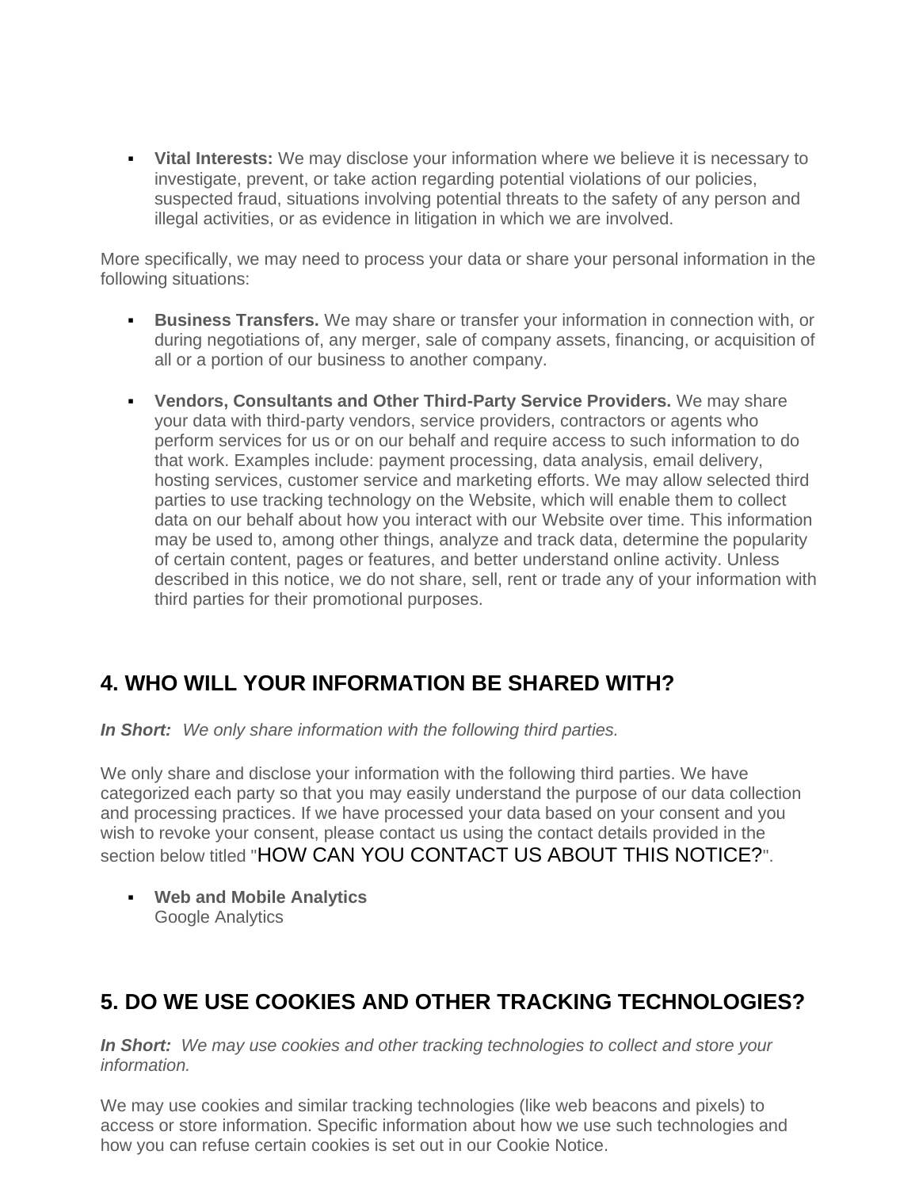- **Vital Interests:** We may disclose your information where we believe it is necessary to investigate, prevent, or take action regarding potential violations of our policies, suspected fraud, situations involving potential threats to the safety of any person and illegal activities, or as evidence in litigation in which we are involved.

More specifically, we may need to process your data or share your personal information in the following situations:

- **Business Transfers.** We may share or transfer your information in connection with, or during negotiations of, any merger, sale of company assets, financing, or acquisition of all or a portion of our business to another company.

- **Vendors, Consultants and Other Third-Party Service Providers.** We may share your data with third-party vendors, service providers, contractors or agents who perform services for us or on our behalf and require access to such information to do that work. Examples include: payment processing, data analysis, email delivery, hosting services, customer service and marketing efforts. We may allow selected third parties to use tracking technology on the Website, which will enable them to collect data on our behalf about how you interact with our Website over time. This information may be used to, among other things, analyze and track data, determine the popularity of certain content, pages or features, and better understand online activity. Unless described in this notice, we do not share, sell, rent or trade any of your information with third parties for their promotional purposes.

## 4. WHO WILL YOUR INFORMATION BE SHARED WITH?

***In Short:*** *We only share information with the following third parties.*

We only share and disclose your information with the following third parties. We have categorized each party so that you may easily understand the purpose of our data collection and processing practices. If we have processed your data based on your consent and you wish to revoke your consent, please contact us using the contact details provided in the section below titled "HOW CAN YOU CONTACT US ABOUT THIS NOTICE?".

- **Web and Mobile Analytics**
  Google Analytics

## 5. DO WE USE COOKIES AND OTHER TRACKING TECHNOLOGIES?

***In Short:*** *We may use cookies and other tracking technologies to collect and store your information.*

We may use cookies and similar tracking technologies (like web beacons and pixels) to access or store information. Specific information about how we use such technologies and how you can refuse certain cookies is set out in our Cookie Notice.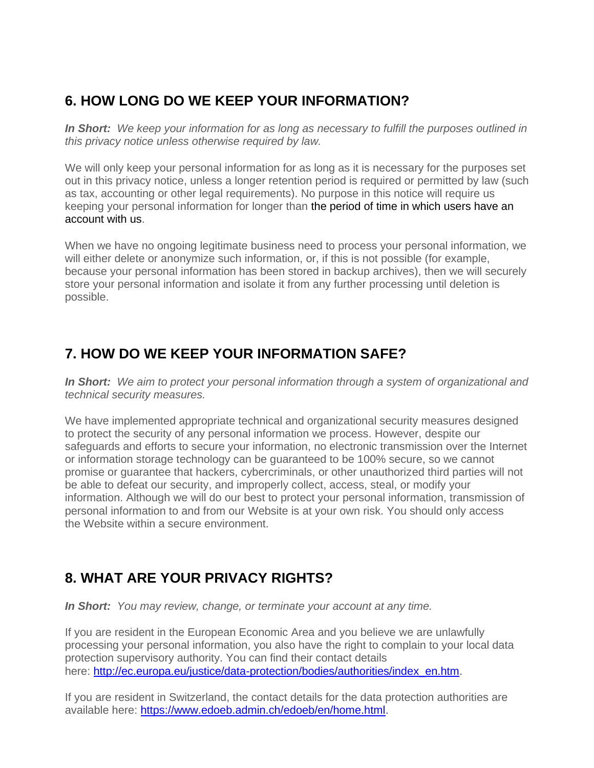## 6. HOW LONG DO WE KEEP YOUR INFORMATION?

***In Short:*** *We keep your information for as long as necessary to fulfill the purposes outlined in this privacy notice unless otherwise required by law.*

We will only keep your personal information for as long as it is necessary for the purposes set out in this privacy notice, unless a longer retention period is required or permitted by law (such as tax, accounting or other legal requirements). No purpose in this notice will require us keeping your personal information for longer than the period of time in which users have an account with us.

When we have no ongoing legitimate business need to process your personal information, we will either delete or anonymize such information, or, if this is not possible (for example, because your personal information has been stored in backup archives), then we will securely store your personal information and isolate it from any further processing until deletion is possible.

## 7. HOW DO WE KEEP YOUR INFORMATION SAFE?

***In Short:*** *We aim to protect your personal information through a system of organizational and technical security measures.*

We have implemented appropriate technical and organizational security measures designed to protect the security of any personal information we process. However, despite our safeguards and efforts to secure your information, no electronic transmission over the Internet or information storage technology can be guaranteed to be 100% secure, so we cannot promise or guarantee that hackers, cybercriminals, or other unauthorized third parties will not be able to defeat our security, and improperly collect, access, steal, or modify your information. Although we will do our best to protect your personal information, transmission of personal information to and from our Website is at your own risk. You should only access the Website within a secure environment.

## 8. WHAT ARE YOUR PRIVACY RIGHTS?

***In Short:*** *You may review, change, or terminate your account at any time.*

If you are resident in the European Economic Area and you believe we are unlawfully processing your personal information, you also have the right to complain to your local data protection supervisory authority. You can find their contact details here: [http://ec.europa.eu/justice/data-protection/bodies/authorities/index_en.htm](http://ec.europa.eu/justice/data-protection/bodies/authorities/index_en.htm).

If you are resident in Switzerland, the contact details for the data protection authorities are available here: [https://www.edoeb.admin.ch/edoeb/en/home.html](https://www.edoeb.admin.ch/edoeb/en/home.html).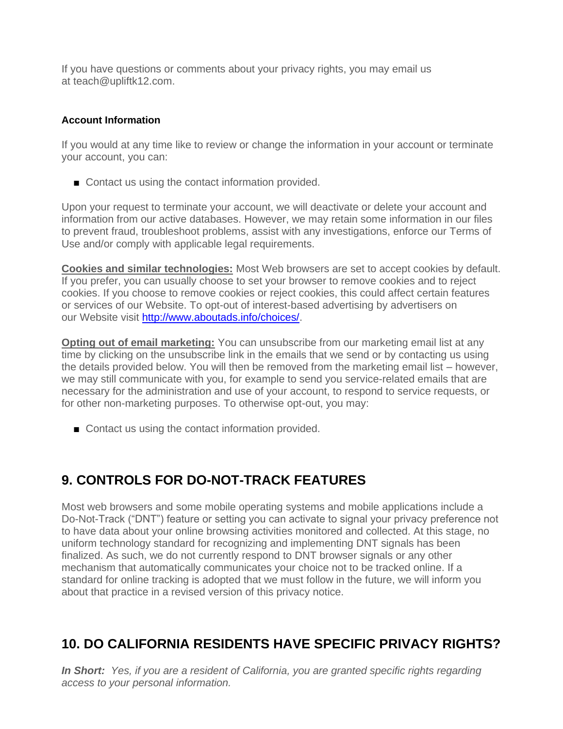If you have questions or comments about your privacy rights, you may email us at teach@upliftk12.com.

#### Account Information

If you would at any time like to review or change the information in your account or terminate your account, you can:

- Contact us using the contact information provided.

Upon your request to terminate your account, we will deactivate or delete your account and information from our active databases. However, we may retain some information in our files to prevent fraud, troubleshoot problems, assist with any investigations, enforce our Terms of Use and/or comply with applicable legal requirements.

**Cookies and similar technologies:** Most Web browsers are set to accept cookies by default. If you prefer, you can usually choose to set your browser to remove cookies and to reject cookies. If you choose to remove cookies or reject cookies, this could affect certain features or services of our Website. To opt-out of interest-based advertising by advertisers on our Website visit [http://www.aboutads.info/choices/](http://www.aboutads.info/choices/).

**Opting out of email marketing:** You can unsubscribe from our marketing email list at any time by clicking on the unsubscribe link in the emails that we send or by contacting us using the details provided below. You will then be removed from the marketing email list – however, we may still communicate with you, for example to send you service-related emails that are necessary for the administration and use of your account, to respond to service requests, or for other non-marketing purposes. To otherwise opt-out, you may:

- Contact us using the contact information provided.

## 9. CONTROLS FOR DO-NOT-TRACK FEATURES

Most web browsers and some mobile operating systems and mobile applications include a Do-Not-Track ("DNT") feature or setting you can activate to signal your privacy preference not to have data about your online browsing activities monitored and collected. At this stage, no uniform technology standard for recognizing and implementing DNT signals has been finalized. As such, we do not currently respond to DNT browser signals or any other mechanism that automatically communicates your choice not to be tracked online. If a standard for online tracking is adopted that we must follow in the future, we will inform you about that practice in a revised version of this privacy notice.

## 10. DO CALIFORNIA RESIDENTS HAVE SPECIFIC PRIVACY RIGHTS?

***In Short:*** *Yes, if you are a resident of California, you are granted specific rights regarding access to your personal information.*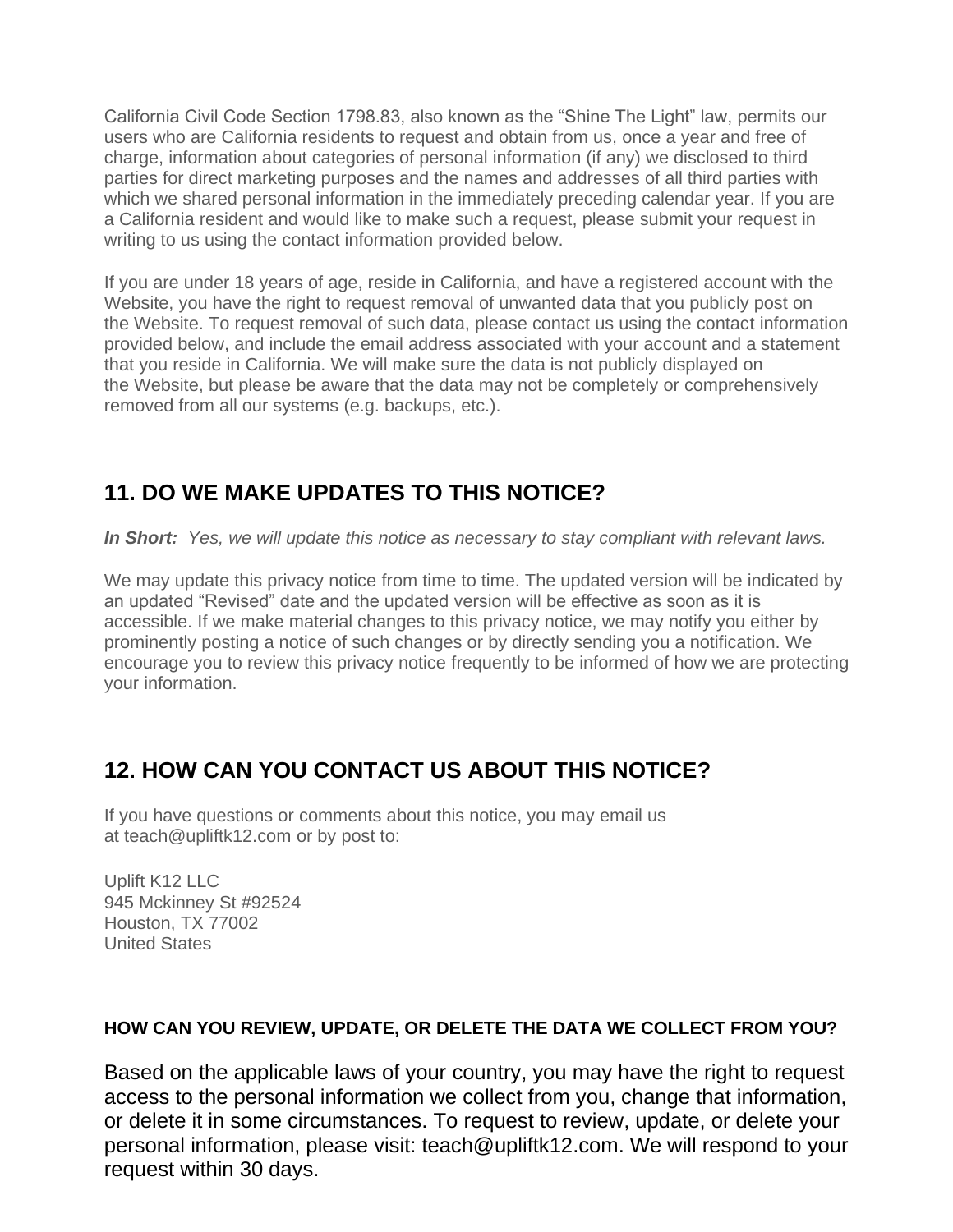California Civil Code Section 1798.83, also known as the "Shine The Light" law, permits our users who are California residents to request and obtain from us, once a year and free of charge, information about categories of personal information (if any) we disclosed to third parties for direct marketing purposes and the names and addresses of all third parties with which we shared personal information in the immediately preceding calendar year. If you are a California resident and would like to make such a request, please submit your request in writing to us using the contact information provided below.

If you are under 18 years of age, reside in California, and have a registered account with the Website, you have the right to request removal of unwanted data that you publicly post on the Website. To request removal of such data, please contact us using the contact information provided below, and include the email address associated with your account and a statement that you reside in California. We will make sure the data is not publicly displayed on the Website, but please be aware that the data may not be completely or comprehensively removed from all our systems (e.g. backups, etc.).

## 11. DO WE MAKE UPDATES TO THIS NOTICE?

***In Short:*** *Yes, we will update this notice as necessary to stay compliant with relevant laws.*

We may update this privacy notice from time to time. The updated version will be indicated by an updated "Revised" date and the updated version will be effective as soon as it is accessible. If we make material changes to this privacy notice, we may notify you either by prominently posting a notice of such changes or by directly sending you a notification. We encourage you to review this privacy notice frequently to be informed of how we are protecting your information.

## 12. HOW CAN YOU CONTACT US ABOUT THIS NOTICE?

If you have questions or comments about this notice, you may email us at teach@upliftk12.com or by post to:

Uplift K12 LLC
945 Mckinney St #92524
Houston, TX 77002
United States

#### HOW CAN YOU REVIEW, UPDATE, OR DELETE THE DATA WE COLLECT FROM YOU?

Based on the applicable laws of your country, you may have the right to request access to the personal information we collect from you, change that information, or delete it in some circumstances. To request to review, update, or delete your personal information, please visit: teach@upliftk12.com. We will respond to your request within 30 days.